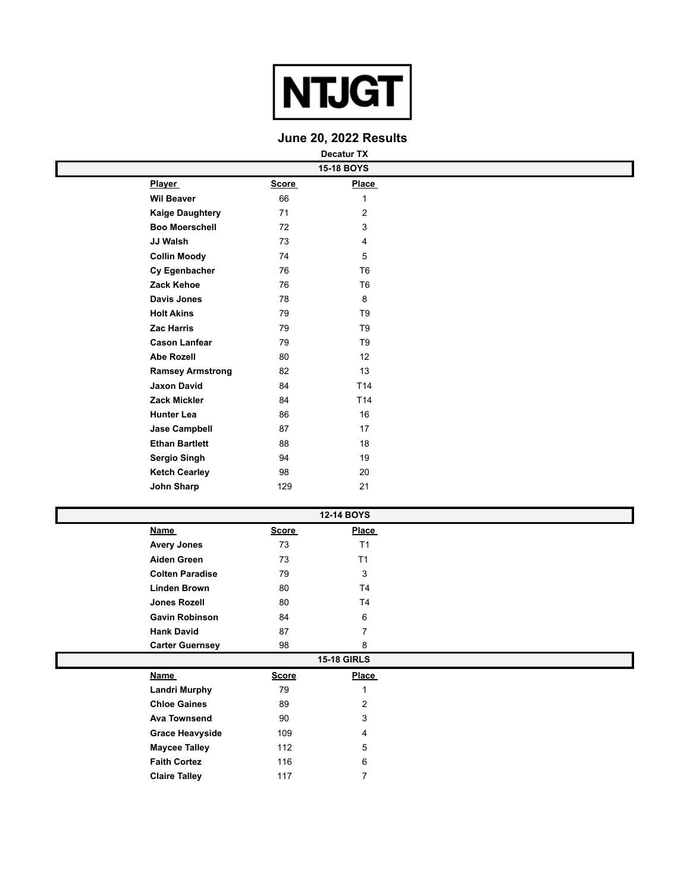# NTJGT

## June 20, 2022 Results

**Decatur TX**

### 15-18 BOYS

| Player | Score | Place |
|---|---|---|
| **Wil Beaver** | 66 | 1 |
| **Kaige Daughtery** | 71 | 2 |
| **Boo Moerschell** | 72 | 3 |
| **JJ Walsh** | 73 | 4 |
| **Collin Moody** | 74 | 5 |
| **Cy Egenbacher** | 76 | T6 |
| **Zack Kehoe** | 76 | T6 |
| **Davis Jones** | 78 | 8 |
| **Holt Akins** | 79 | T9 |
| **Zac Harris** | 79 | T9 |
| **Cason Lanfear** | 79 | T9 |
| **Abe Rozell** | 80 | 12 |
| **Ramsey Armstrong** | 82 | 13 |
| **Jaxon David** | 84 | T14 |
| **Zack Mickler** | 84 | T14 |
| **Hunter Lea** | 86 | 16 |
| **Jase Campbell** | 87 | 17 |
| **Ethan Bartlett** | 88 | 18 |
| **Sergio Singh** | 94 | 19 |
| **Ketch Cearley** | 98 | 20 |
| **John Sharp** | 129 | 21 |

### 12-14 BOYS

| Name | Score | Place |
|---|---|---|
| **Avery Jones** | 73 | T1 |
| **Aiden Green** | 73 | T1 |
| **Colten Paradise** | 79 | 3 |
| **Linden Brown** | 80 | T4 |
| **Jones Rozell** | 80 | T4 |
| **Gavin Robinson** | 84 | 6 |
| **Hank David** | 87 | 7 |
| **Carter Guernsey** | 98 | 8 |

### 15-18 GIRLS

| Name | Score | Place |
|---|---|---|
| **Landri Murphy** | 79 | 1 |
| **Chloe Gaines** | 89 | 2 |
| **Ava Townsend** | 90 | 3 |
| **Grace Heavyside** | 109 | 4 |
| **Maycee Talley** | 112 | 5 |
| **Faith Cortez** | 116 | 6 |
| **Claire Talley** | 117 | 7 |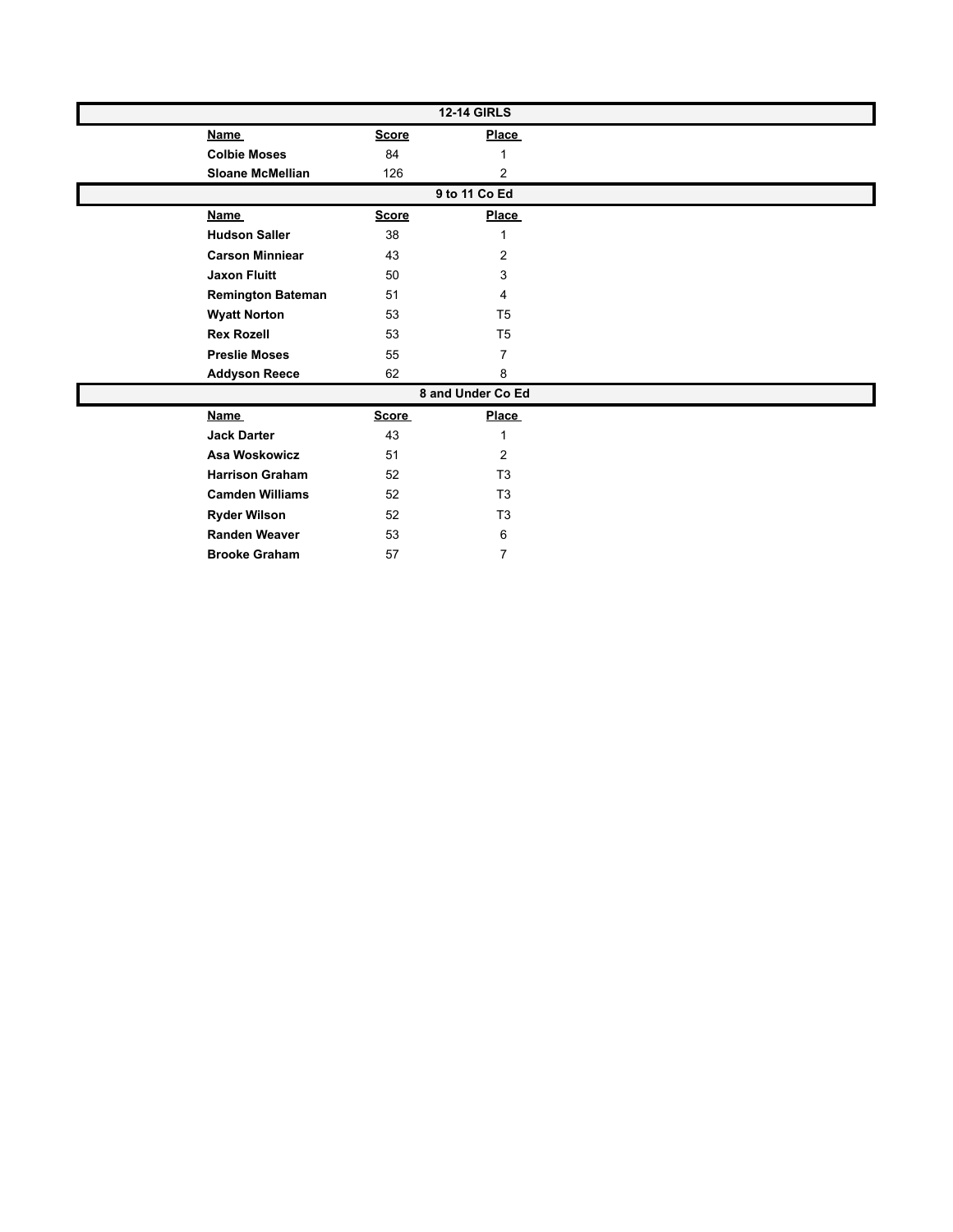## 12-14 GIRLS

| Name | Score | Place |
|---|---|---|
| Colbie Moses | 84 | 1 |
| Sloane McMellian | 126 | 2 |

## 9 to 11 Co Ed

| Name | Score | Place |
|---|---|---|
| Hudson Saller | 38 | 1 |
| Carson Minniear | 43 | 2 |
| Jaxon Fluitt | 50 | 3 |
| Remington Bateman | 51 | 4 |
| Wyatt Norton | 53 | T5 |
| Rex Rozell | 53 | T5 |
| Preslie Moses | 55 | 7 |
| Addyson Reece | 62 | 8 |

## 8 and Under Co Ed

| Name | Score | Place |
|---|---|---|
| Jack Darter | 43 | 1 |
| Asa Woskowicz | 51 | 2 |
| Harrison Graham | 52 | T3 |
| Camden Williams | 52 | T3 |
| Ryder Wilson | 52 | T3 |
| Randen Weaver | 53 | 6 |
| Brooke Graham | 57 | 7 |